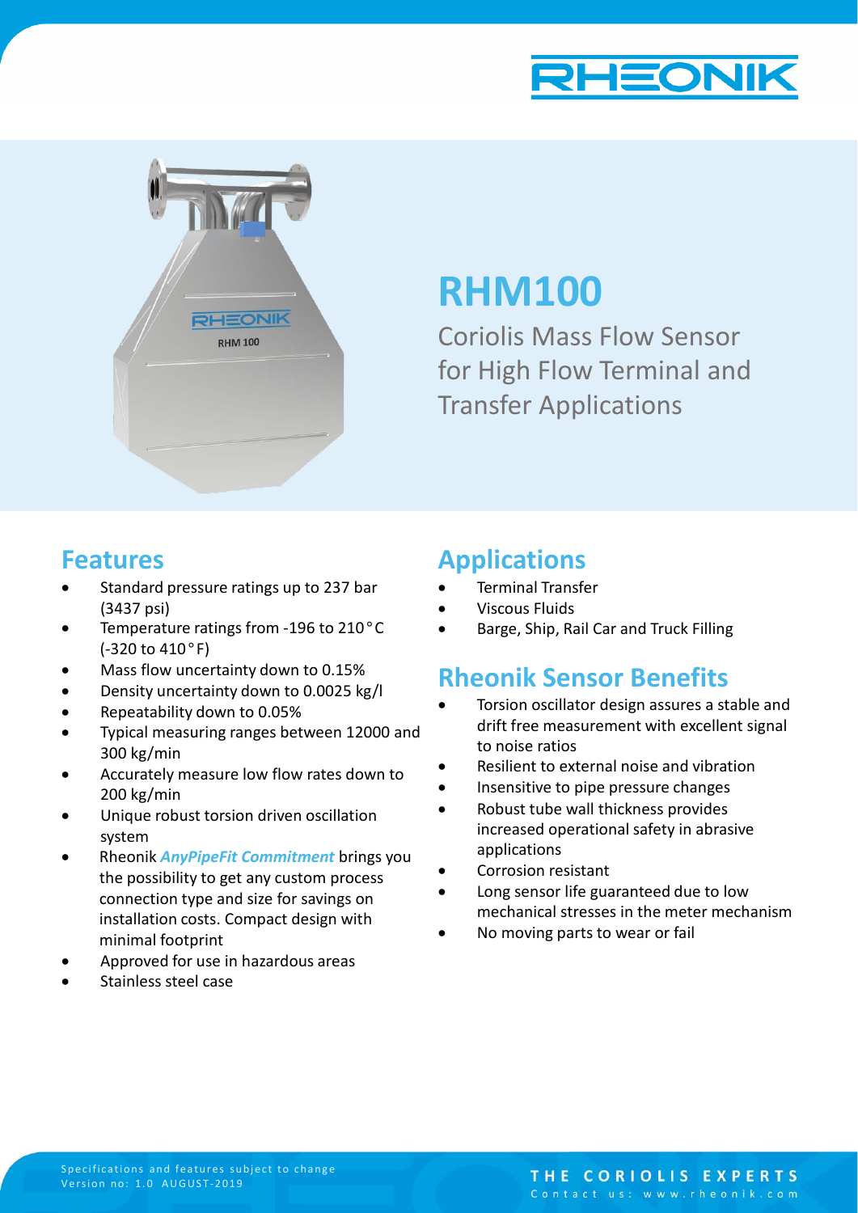# RHM100

Coriolis Mass Flow Sensor for High Flow Terminal and Transfer Applications

## Features

- Standard pressure ratings up to 237 bar (3437 psi)
- Temperature ratings from -196 to 210°C (-320 to 410°F)
- Mass flow uncertainty down to 0.15%
- Density uncertainty down to 0.0025 kg/l
- Repeatability down to 0.05%
- Typical measuring ranges between 12000 and 300 kg/min
- Accurately measure low flow rates down to 200 kg/min
- Unique robust torsion driven oscillation system
- Rheonik ***AnyPipeFit Commitment*** brings you the possibility to get any custom process connection type and size for savings on installation costs. Compact design with minimal footprint
- Approved for use in hazardous areas
- Stainless steel case

## Applications

- Terminal Transfer
- Viscous Fluids
- Barge, Ship, Rail Car and Truck Filling

## Rheonik Sensor Benefits

- Torsion oscillator design assures a stable and drift free measurement with excellent signal to noise ratios
- Resilient to external noise and vibration
- Insensitive to pipe pressure changes
- Robust tube wall thickness provides increased operational safety in abrasive applications
- Corrosion resistant
- Long sensor life guaranteed due to low mechanical stresses in the meter mechanism
- No moving parts to wear or fail

Specifications and features subject to change
Version no: 1.0 AUGUST-2019

THE CORIOLIS EXPERTS
Contact us: www.rheonik.com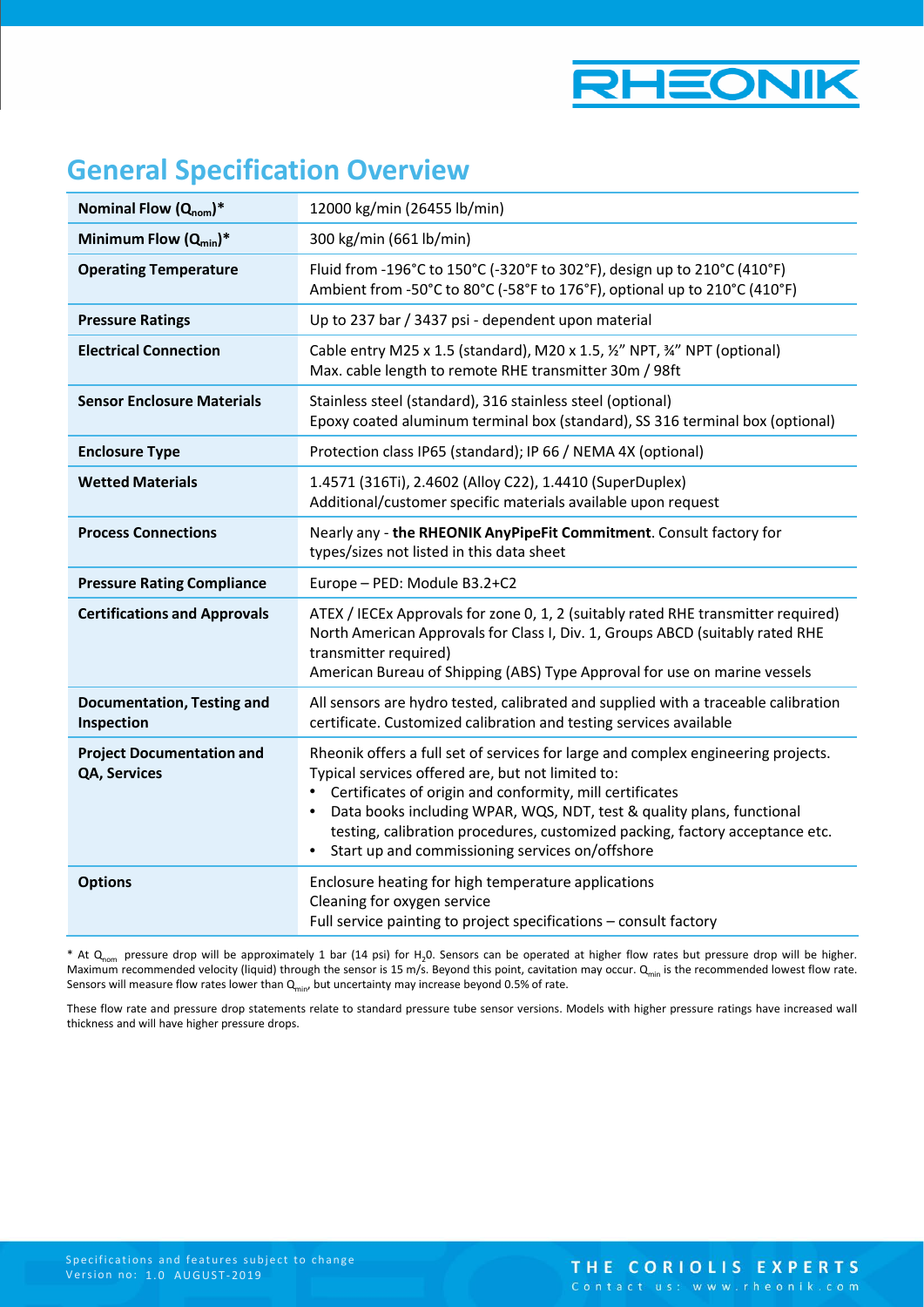## General Specification Overview

| | |
|---|---|
| **Nominal Flow ($Q_{nom}$)*** | 12000 kg/min (26455 lb/min) |
| **Minimum Flow ($Q_{min}$)*** | 300 kg/min (661 lb/min) |
| **Operating Temperature** | Fluid from -196°C to 150°C (-320°F to 302°F), design up to 210°C (410°F)<br>Ambient from -50°C to 80°C (-58°F to 176°F), optional up to 210°C (410°F) |
| **Pressure Ratings** | Up to 237 bar / 3437 psi - dependent upon material |
| **Electrical Connection** | Cable entry M25 x 1.5 (standard), M20 x 1.5, ½" NPT, ¾" NPT (optional)<br>Max. cable length to remote RHE transmitter 30m / 98ft |
| **Sensor Enclosure Materials** | Stainless steel (standard), 316 stainless steel (optional)<br>Epoxy coated aluminum terminal box (standard), SS 316 terminal box (optional) |
| **Enclosure Type** | Protection class IP65 (standard); IP 66 / NEMA 4X (optional) |
| **Wetted Materials** | 1.4571 (316Ti), 2.4602 (Alloy C22), 1.4410 (SuperDuplex)<br>Additional/customer specific materials available upon request |
| **Process Connections** | Nearly any - **the RHEONIK AnyPipeFit Commitment**. Consult factory for types/sizes not listed in this data sheet |
| **Pressure Rating Compliance** | Europe – PED: Module B3.2+C2 |
| **Certifications and Approvals** | ATEX / IECEx Approvals for zone 0, 1, 2 (suitably rated RHE transmitter required)<br>North American Approvals for Class I, Div. 1, Groups ABCD (suitably rated RHE transmitter required)<br>American Bureau of Shipping (ABS) Type Approval for use on marine vessels |
| **Documentation, Testing and Inspection** | All sensors are hydro tested, calibrated and supplied with a traceable calibration certificate. Customized calibration and testing services available |
| **Project Documentation and QA, Services** | Rheonik offers a full set of services for large and complex engineering projects. Typical services offered are, but not limited to:<br>• Certificates of origin and conformity, mill certificates<br>• Data books including WPAR, WQS, NDT, test & quality plans, functional testing, calibration procedures, customized packing, factory acceptance etc.<br>• Start up and commissioning services on/offshore |
| **Options** | Enclosure heating for high temperature applications<br>Cleaning for oxygen service<br>Full service painting to project specifications – consult factory |

* At $Q_{nom}$ pressure drop will be approximately 1 bar (14 psi) for $H_2O$. Sensors can be operated at higher flow rates but pressure drop will be higher. Maximum recommended velocity (liquid) through the sensor is 15 m/s. Beyond this point, cavitation may occur. $Q_{min}$ is the recommended lowest flow rate. Sensors will measure flow rates lower than $Q_{min}$, but uncertainty may increase beyond 0.5% of rate.

These flow rate and pressure drop statements relate to standard pressure tube sensor versions. Models with higher pressure ratings have increased wall thickness and will have higher pressure drops.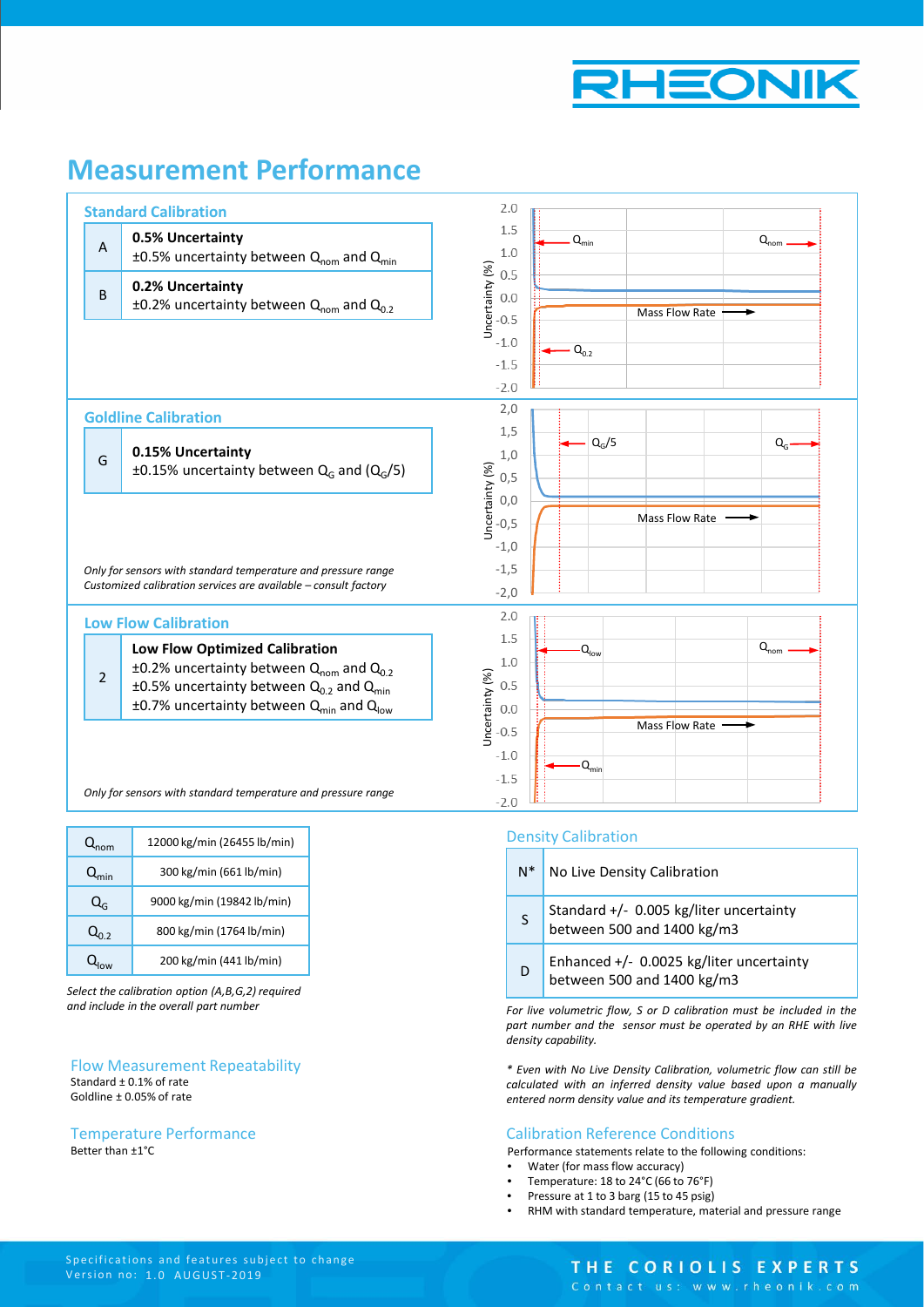# Measurement Performance

## Standard Calibration

| | |
|---|---|
| A | **0.5% Uncertainty** ±0.5% uncertainty between $Q_{nom}$ and $Q_{min}$ |
| B | **0.2% Uncertainty** ±0.2% uncertainty between $Q_{nom}$ and $Q_{0.2}$ |

## Goldline Calibration

| | |
|---|---|
| G | **0.15% Uncertainty** ±0.15% uncertainty between $Q_G$ and $(Q_G/5)$ |

*Only for sensors with standard temperature and pressure range*
*Customized calibration services are available – consult factory*

## Low Flow Calibration

| | |
|---|---|
| 2 | **Low Flow Optimized Calibration** ±0.2% uncertainty between $Q_{nom}$ and $Q_{0.2}$ ±0.5% uncertainty between $Q_{0.2}$ and $Q_{min}$ ±0.7% uncertainty between $Q_{min}$ and $Q_{low}$ |

*Only for sensors with standard temperature and pressure range*

| | |
|---|---|
| $Q_{nom}$ | 12000 kg/min (26455 lb/min) |
| $Q_{min}$ | 300 kg/min (661 lb/min) |
| $Q_G$ | 9000 kg/min (19842 lb/min) |
| $Q_{0.2}$ | 800 kg/min (1764 lb/min) |
| $Q_{low}$ | 200 kg/min (441 lb/min) |

*Select the calibration option (A,B,G,2) required and include in the overall part number*

## Flow Measurement Repeatability

Standard ± 0.1% of rate
Goldline ± 0.05% of rate

## Temperature Performance

Better than ±1°C

## Density Calibration

| | |
|---|---|
| N* | No Live Density Calibration |
| S | Standard +/- 0.005 kg/liter uncertainty between 500 and 1400 kg/m3 |
| D | Enhanced +/- 0.0025 kg/liter uncertainty between 500 and 1400 kg/m3 |

*For live volumetric flow, S or D calibration must be included in the part number and the sensor must be operated by an RHE with live density capability.*

*\* Even with No Live Density Calibration, volumetric flow can still be calculated with an inferred density value based upon a manually entered norm density value and its temperature gradient.*

## Calibration Reference Conditions

Performance statements relate to the following conditions:

- Water (for mass flow accuracy)
- Temperature: 18 to 24°C (66 to 76°F)
- Pressure at 1 to 3 barg (15 to 45 psig)
- RHM with standard temperature, material and pressure range

Specifications and features subject to change
Version no: 1.0 AUGUST-2019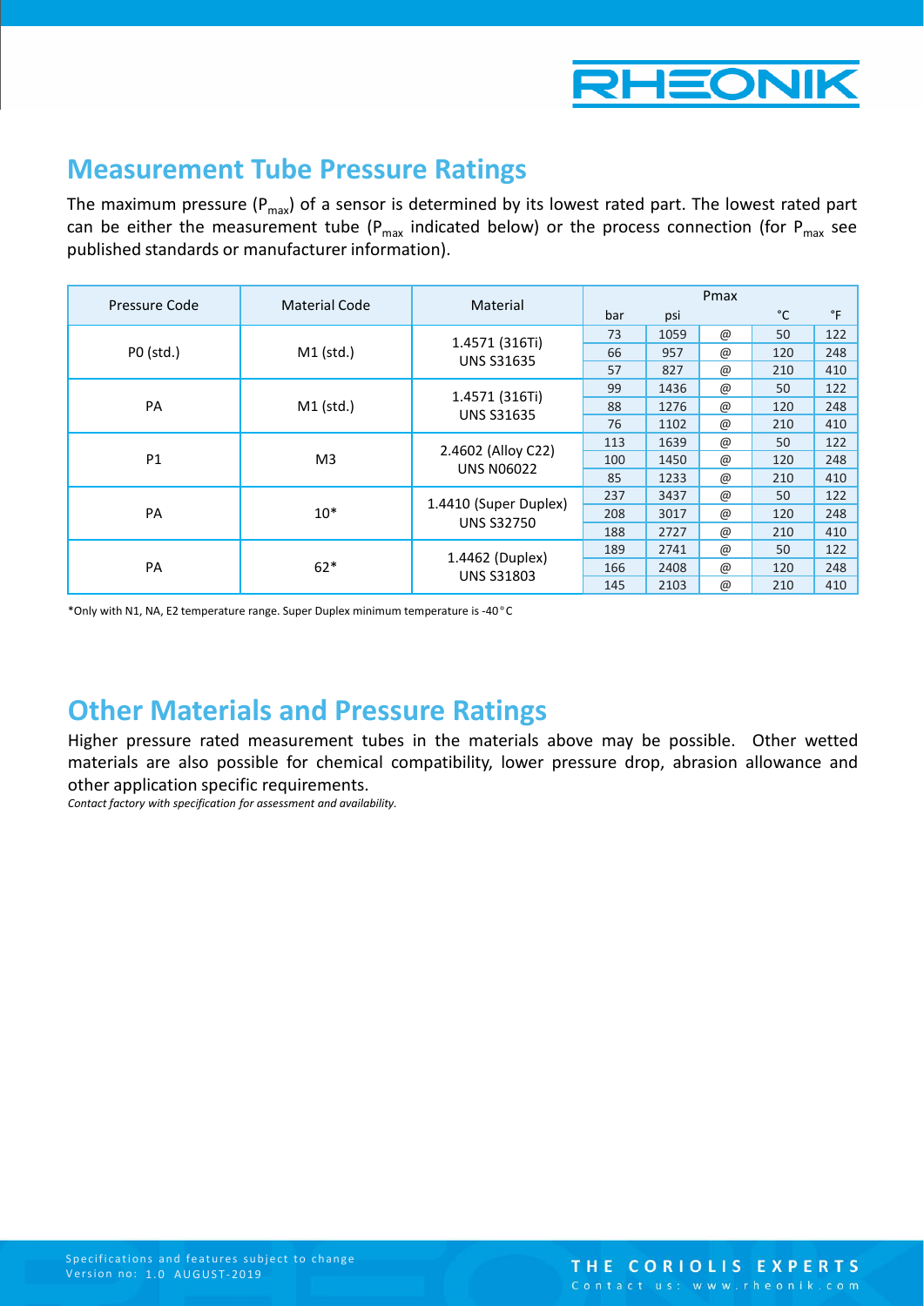## Measurement Tube Pressure Ratings

The maximum pressure ($P_{max}$) of a sensor is determined by its lowest rated part. The lowest rated part can be either the measurement tube ($P_{max}$ indicated below) or the process connection (for $P_{max}$ see published standards or manufacturer information).

| Pressure Code | Material Code | Material | Pmax | | | | |
|---|---|---|---|---|---|---|---|
| | | | bar | psi | | °C | °F |
| P0 (std.) | M1 (std.) | 1.4571 (316Ti) UNS S31635 | 73 | 1059 | @ | 50 | 122 |
| | | | 66 | 957 | @ | 120 | 248 |
| | | | 57 | 827 | @ | 210 | 410 |
| PA | M1 (std.) | 1.4571 (316Ti) UNS S31635 | 99 | 1436 | @ | 50 | 122 |
| | | | 88 | 1276 | @ | 120 | 248 |
| | | | 76 | 1102 | @ | 210 | 410 |
| P1 | M3 | 2.4602 (Alloy C22) UNS N06022 | 113 | 1639 | @ | 50 | 122 |
| | | | 100 | 1450 | @ | 120 | 248 |
| | | | 85 | 1233 | @ | 210 | 410 |
| PA | 10* | 1.4410 (Super Duplex) UNS S32750 | 237 | 3437 | @ | 50 | 122 |
| | | | 208 | 3017 | @ | 120 | 248 |
| | | | 188 | 2727 | @ | 210 | 410 |
| PA | 62* | 1.4462 (Duplex) UNS S31803 | 189 | 2741 | @ | 50 | 122 |
| | | | 166 | 2408 | @ | 120 | 248 |
| | | | 145 | 2103 | @ | 210 | 410 |

*Only with N1, NA, E2 temperature range. Super Duplex minimum temperature is -40°C

## Other Materials and Pressure Ratings

Higher pressure rated measurement tubes in the materials above may be possible. Other wetted materials are also possible for chemical compatibility, lower pressure drop, abrasion allowance and other application specific requirements.

*Contact factory with specification for assessment and availability.*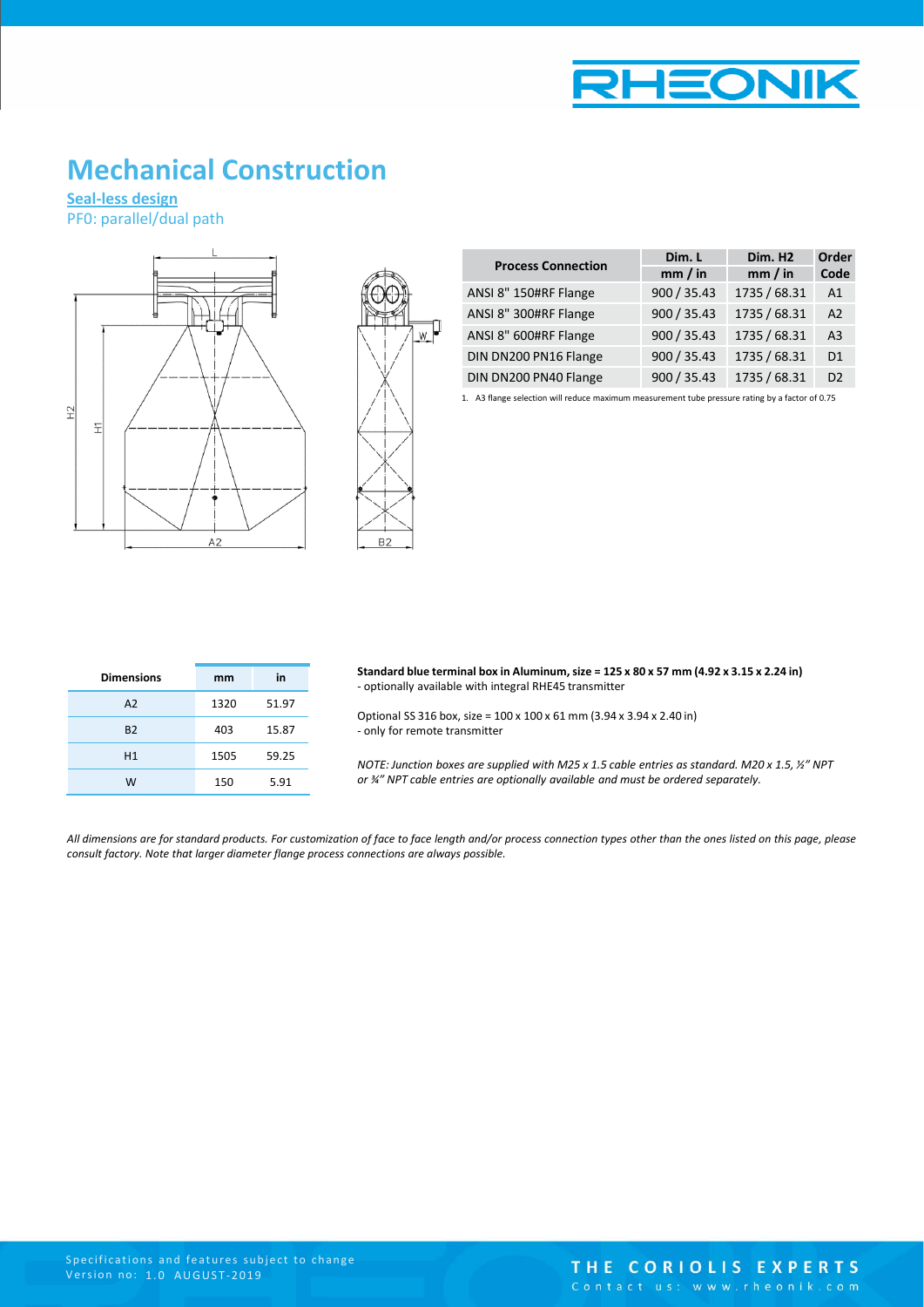# Mechanical Construction

**Seal-less design**

PF0: parallel/dual path

| Process Connection | Dim. L | Dim. H2 | Order |
|---|---|---|---|
| | mm / in | mm / in | Code |
| ANSI 8" 150#RF Flange | 900 / 35.43 | 1735 / 68.31 | A1 |
| ANSI 8" 300#RF Flange | 900 / 35.43 | 1735 / 68.31 | A2 |
| ANSI 8" 600#RF Flange | 900 / 35.43 | 1735 / 68.31 | A3 |
| DIN DN200 PN16 Flange | 900 / 35.43 | 1735 / 68.31 | D1 |
| DIN DN200 PN40 Flange | 900 / 35.43 | 1735 / 68.31 | D2 |

1. A3 flange selection will reduce maximum measurement tube pressure rating by a factor of 0.75

| Dimensions | mm | in |
|---|---|---|
| A2 | 1320 | 51.97 |
| B2 | 403 | 15.87 |
| H1 | 1505 | 59.25 |
| W | 150 | 5.91 |

**Standard blue terminal box in Aluminum, size = 125 x 80 x 57 mm (4.92 x 3.15 x 2.24 in)**
- optionally available with integral RHE45 transmitter

Optional SS 316 box, size = 100 x 100 x 61 mm (3.94 x 3.94 x 2.40 in)
- only for remote transmitter

*NOTE: Junction boxes are supplied with M25 x 1.5 cable entries as standard. M20 x 1.5, ½" NPT or ¾" NPT cable entries are optionally available and must be ordered separately.*

*All dimensions are for standard products. For customization of face to face length and/or process connection types other than the ones listed on this page, please consult factory. Note that larger diameter flange process connections are always possible.*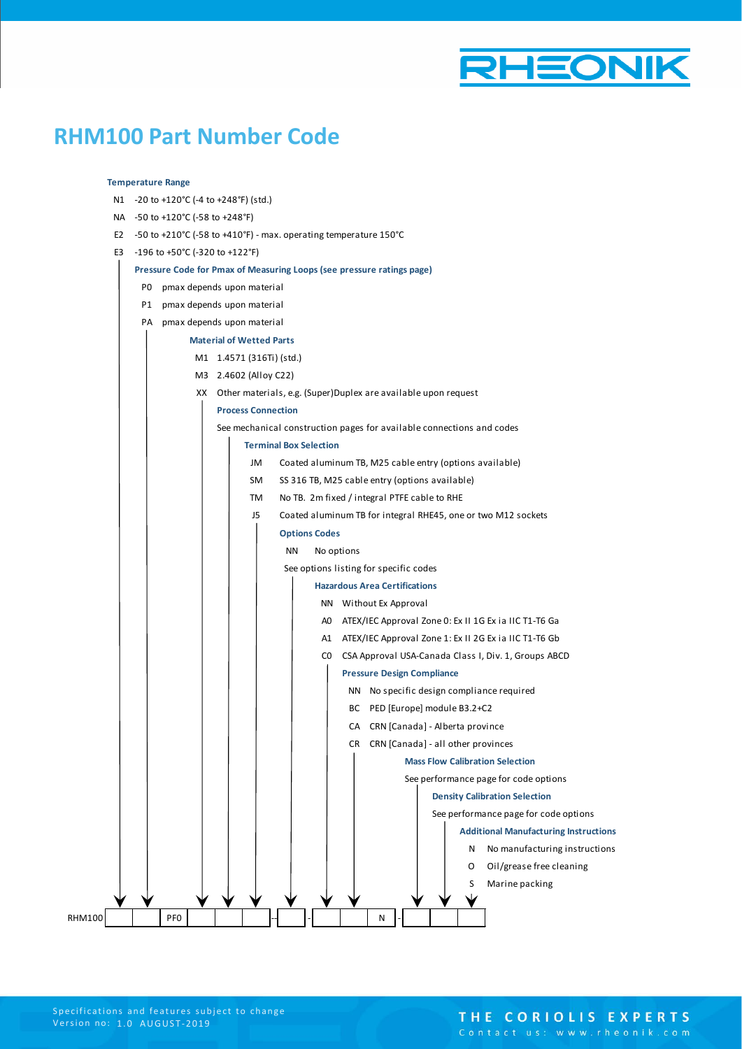# RHM100 Part Number Code

**Temperature Range**

- N1 -20 to +120°C (-4 to +248°F) (std.)
- NA -50 to +120°C (-58 to +248°F)
- E2 -50 to +210°C (-58 to +410°F) - max. operating temperature 150°C
- E3 -196 to +50°C (-320 to +122°F)

**Pressure Code for Pmax of Measuring Loops (see pressure ratings page)**

- P0 pmax depends upon material
- P1 pmax depends upon material
- PA pmax depends upon material

**Material of Wetted Parts**

- M1 1.4571 (316Ti) (std.)
- M3 2.4602 (Alloy C22)
- XX Other materials, e.g. (Super)Duplex are available upon request

**Process Connection**

See mechanical construction pages for available connections and codes

**Terminal Box Selection**

- JM Coated aluminum TB, M25 cable entry (options available)
- SM SS 316 TB, M25 cable entry (options available)
- TM No TB. 2m fixed / integral PTFE cable to RHE
- J5 Coated aluminum TB for integral RHE45, one or two M12 sockets

**Options Codes**

- NN No options

See options listing for specific codes

**Hazardous Area Certifications**

- NN Without Ex Approval
- A0 ATEX/IEC Approval Zone 0: Ex II 1G Ex ia IIC T1-T6 Ga
- A1 ATEX/IEC Approval Zone 1: Ex II 2G Ex ia IIC T1-T6 Gb
- C0 CSA Approval USA-Canada Class I, Div. 1, Groups ABCD

**Pressure Design Compliance**

- NN No specific design compliance required
- BC PED [Europe] module B3.2+C2
- CA CRN [Canada] - Alberta province
- CR CRN [Canada] - all other provinces

**Mass Flow Calibration Selection**

See performance page for code options

**Density Calibration Selection**

See performance page for code options

**Additional Manufacturing Instructions**

- N No manufacturing instructions
- O Oil/grease free cleaning
- S Marine packing

RHM100 | | | PF0 | | | | - | | - | | | N | - | | |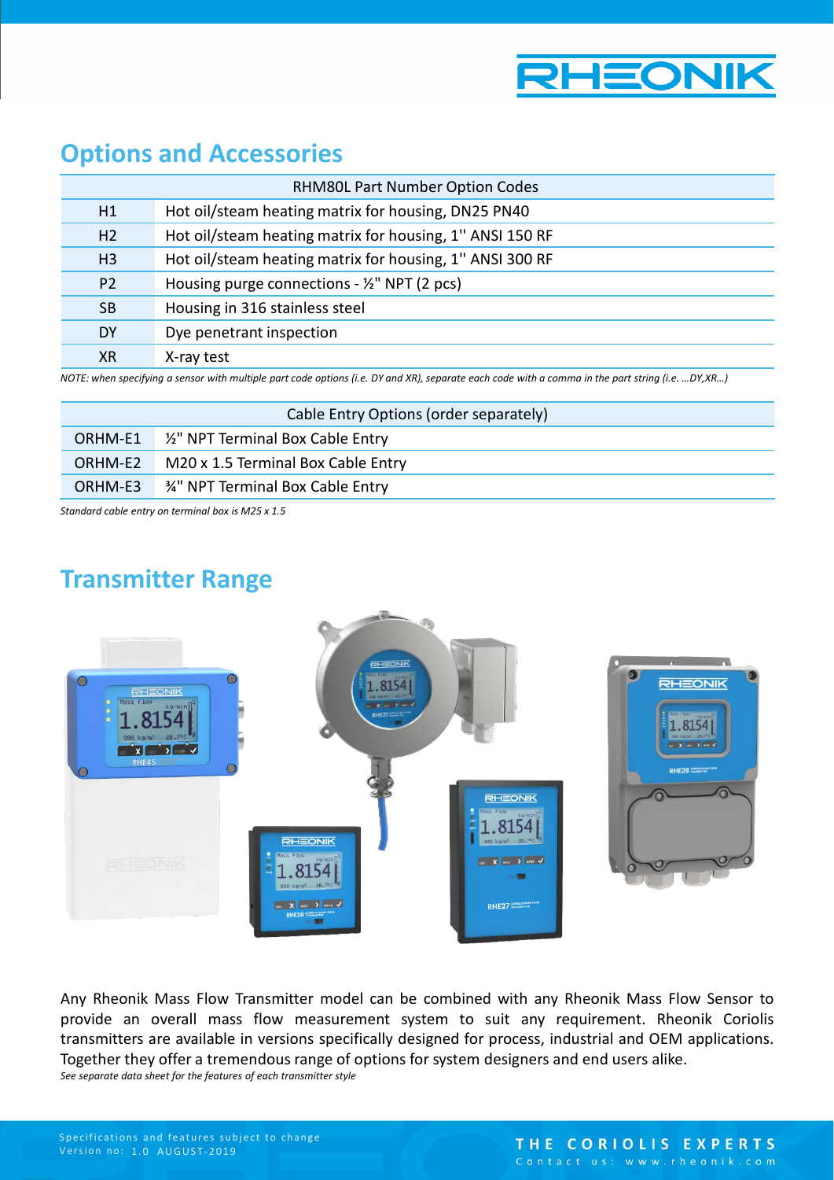## Options and Accessories

| RHM80L Part Number Option Codes | |
|---|---|
| H1 | Hot oil/steam heating matrix for housing, DN25 PN40 |
| H2 | Hot oil/steam heating matrix for housing, 1'' ANSI 150 RF |
| H3 | Hot oil/steam heating matrix for housing, 1'' ANSI 300 RF |
| P2 | Housing purge connections - ½" NPT (2 pcs) |
| SB | Housing in 316 stainless steel |
| DY | Dye penetrant inspection |
| XR | X-ray test |

*NOTE: when specifying a sensor with multiple part code options (i.e. DY and XR), separate each code with a comma in the part string (i.e. …DY,XR…)*

| Cable Entry Options (order separately) | |
|---|---|
| ORHM-E1 | ½" NPT Terminal Box Cable Entry |
| ORHM-E2 | M20 x 1.5 Terminal Box Cable Entry |
| ORHM-E3 | ¾" NPT Terminal Box Cable Entry |

*Standard cable entry on terminal box is M25 x 1.5*

## Transmitter Range

Any Rheonik Mass Flow Transmitter model can be combined with any Rheonik Mass Flow Sensor to provide an overall mass flow measurement system to suit any requirement. Rheonik Coriolis transmitters are available in versions specifically designed for process, industrial and OEM applications. Together they offer a tremendous range of options for system designers and end users alike.

*See separate data sheet for the features of each transmitter style*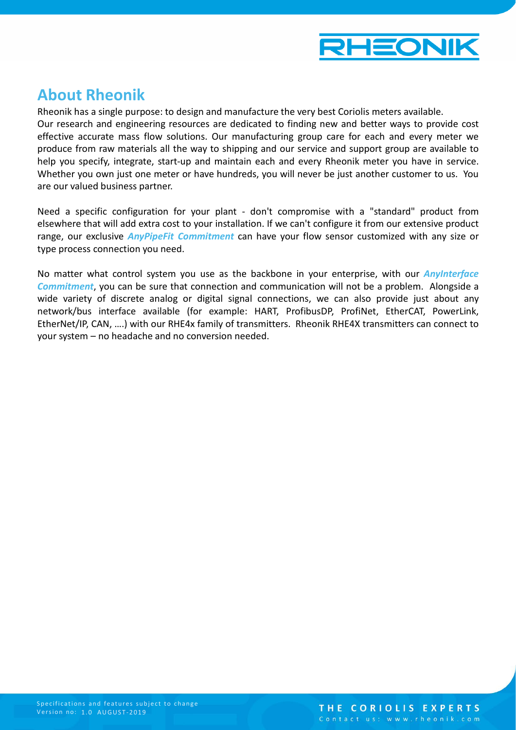## About Rheonik

Rheonik has a single purpose: to design and manufacture the very best Coriolis meters available.
Our research and engineering resources are dedicated to finding new and better ways to provide cost effective accurate mass flow solutions. Our manufacturing group care for each and every meter we produce from raw materials all the way to shipping and our service and support group are available to help you specify, integrate, start-up and maintain each and every Rheonik meter you have in service. Whether you own just one meter or have hundreds, you will never be just another customer to us. You are our valued business partner.

Need a specific configuration for your plant - don't compromise with a "standard" product from elsewhere that will add extra cost to your installation. If we can't configure it from our extensive product range, our exclusive ***AnyPipeFit Commitment*** can have your flow sensor customized with any size or type process connection you need.

No matter what control system you use as the backbone in your enterprise, with our ***AnyInterface Commitment***, you can be sure that connection and communication will not be a problem. Alongside a wide variety of discrete analog or digital signal connections, we can also provide just about any network/bus interface available (for example: HART, ProfibusDP, ProfiNet, EtherCAT, PowerLink, EtherNet/IP, CAN, ….) with our RHE4x family of transmitters. Rheonik RHE4X transmitters can connect to your system – no headache and no conversion needed.